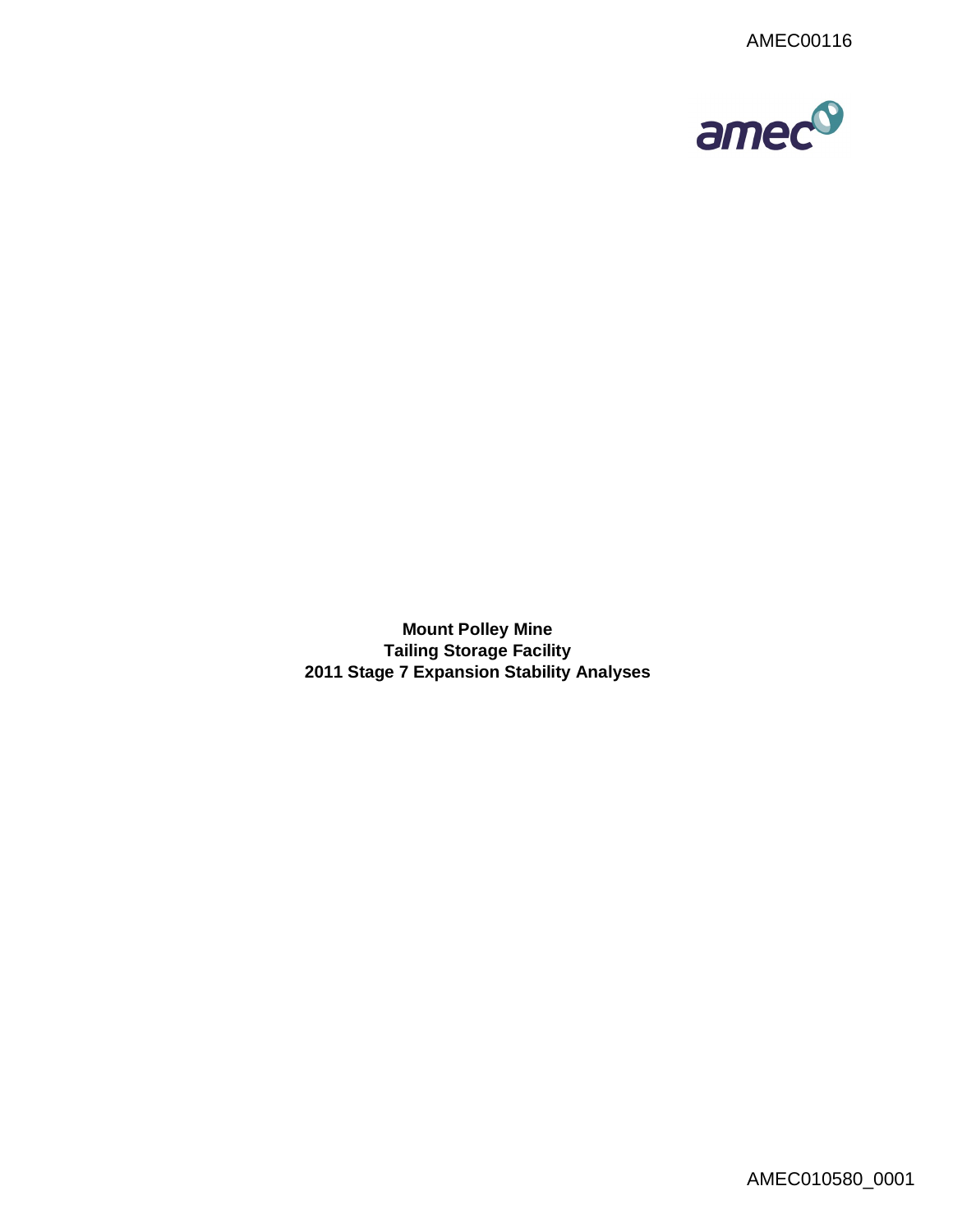**Mount Polley Mine**
**Tailing Storage Facility**
**2011 Stage 7 Expansion Stability Analyses**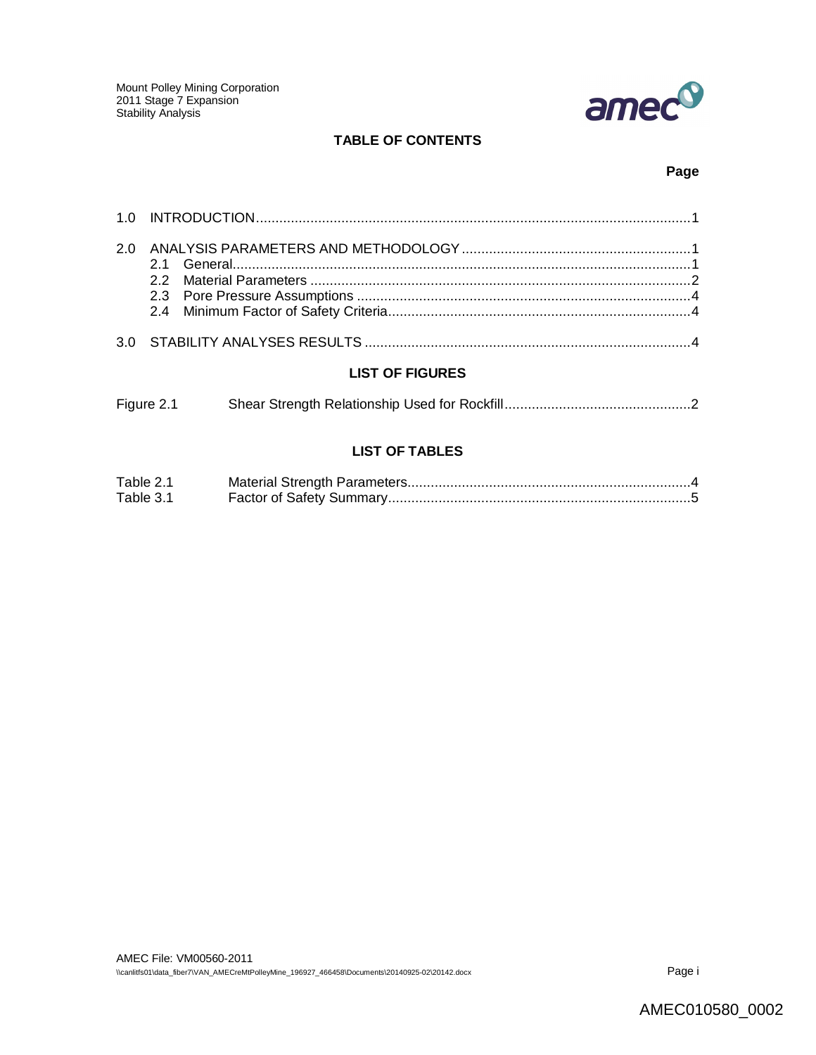## TABLE OF CONTENTS

**Page**

1.0 INTRODUCTION ....... 1

2.0 ANALYSIS PARAMETERS AND METHODOLOGY ....... 1
- 2.1 General ....... 1
- 2.2 Material Parameters ....... 2
- 2.3 Pore Pressure Assumptions ....... 4
- 2.4 Minimum Factor of Safety Criteria ....... 4

3.0 STABILITY ANALYSES RESULTS ....... 4

## LIST OF FIGURES

Figure 2.1 Shear Strength Relationship Used for Rockfill ....... 2

## LIST OF TABLES

Table 2.1 Material Strength Parameters ....... 4
Table 3.1 Factor of Safety Summary ....... 5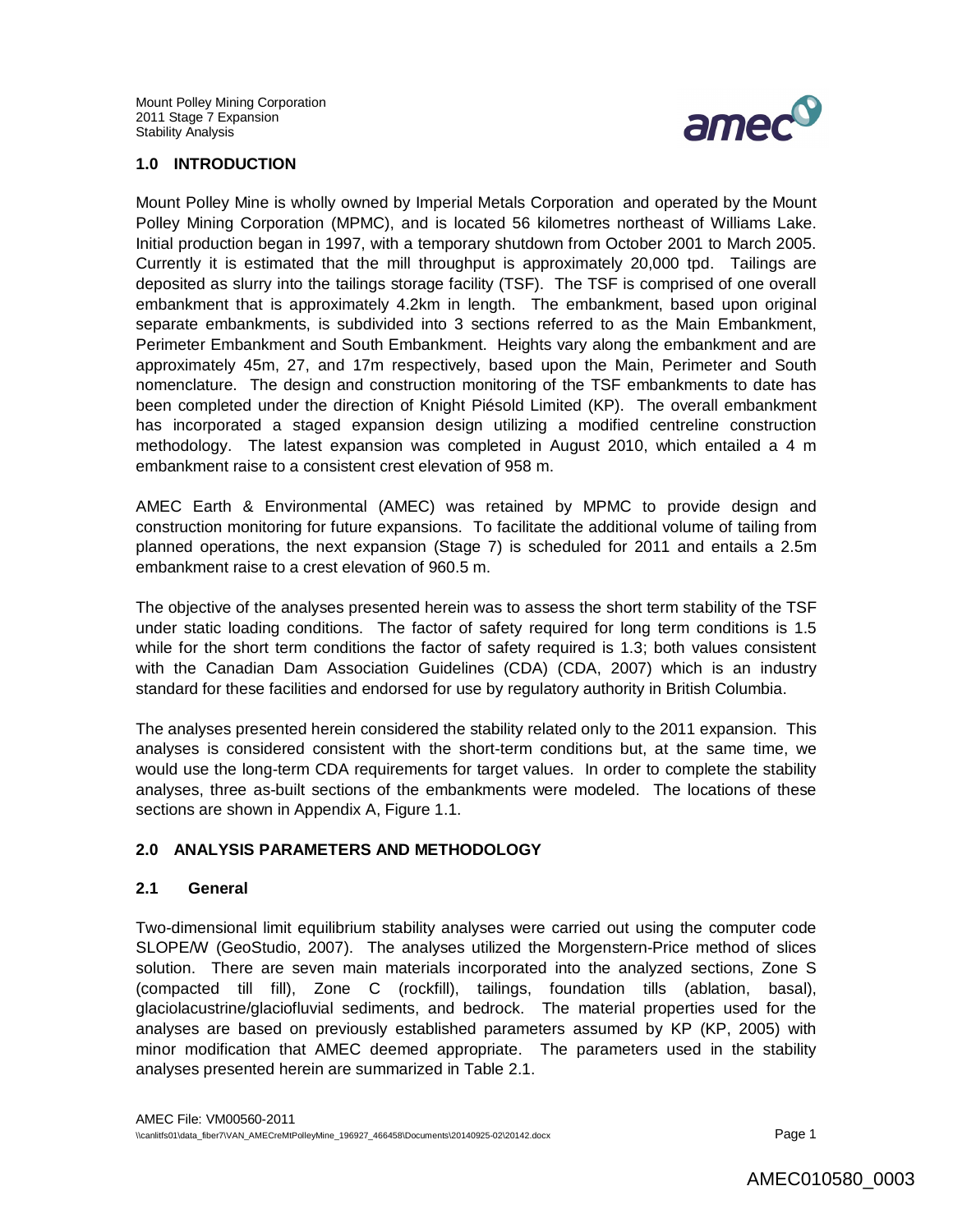## 1.0 INTRODUCTION

Mount Polley Mine is wholly owned by Imperial Metals Corporation and operated by the Mount Polley Mining Corporation (MPMC), and is located 56 kilometres northeast of Williams Lake. Initial production began in 1997, with a temporary shutdown from October 2001 to March 2005. Currently it is estimated that the mill throughput is approximately 20,000 tpd. Tailings are deposited as slurry into the tailings storage facility (TSF). The TSF is comprised of one overall embankment that is approximately 4.2km in length. The embankment, based upon original separate embankments, is subdivided into 3 sections referred to as the Main Embankment, Perimeter Embankment and South Embankment. Heights vary along the embankment and are approximately 45m, 27, and 17m respectively, based upon the Main, Perimeter and South nomenclature. The design and construction monitoring of the TSF embankments to date has been completed under the direction of Knight Piésold Limited (KP). The overall embankment has incorporated a staged expansion design utilizing a modified centreline construction methodology. The latest expansion was completed in August 2010, which entailed a 4 m embankment raise to a consistent crest elevation of 958 m.

AMEC Earth & Environmental (AMEC) was retained by MPMC to provide design and construction monitoring for future expansions. To facilitate the additional volume of tailing from planned operations, the next expansion (Stage 7) is scheduled for 2011 and entails a 2.5m embankment raise to a crest elevation of 960.5 m.

The objective of the analyses presented herein was to assess the short term stability of the TSF under static loading conditions. The factor of safety required for long term conditions is 1.5 while for the short term conditions the factor of safety required is 1.3; both values consistent with the Canadian Dam Association Guidelines (CDA) (CDA, 2007) which is an industry standard for these facilities and endorsed for use by regulatory authority in British Columbia.

The analyses presented herein considered the stability related only to the 2011 expansion. This analyses is considered consistent with the short-term conditions but, at the same time, we would use the long-term CDA requirements for target values. In order to complete the stability analyses, three as-built sections of the embankments were modeled. The locations of these sections are shown in Appendix A, Figure 1.1.

## 2.0 ANALYSIS PARAMETERS AND METHODOLOGY

### 2.1 General

Two-dimensional limit equilibrium stability analyses were carried out using the computer code SLOPE/W (GeoStudio, 2007). The analyses utilized the Morgenstern-Price method of slices solution. There are seven main materials incorporated into the analyzed sections, Zone S (compacted till fill), Zone C (rockfill), tailings, foundation tills (ablation, basal), glaciolacustrine/glaciofluvial sediments, and bedrock. The material properties used for the analyses are based on previously established parameters assumed by KP (KP, 2005) with minor modification that AMEC deemed appropriate. The parameters used in the stability analyses presented herein are summarized in Table 2.1.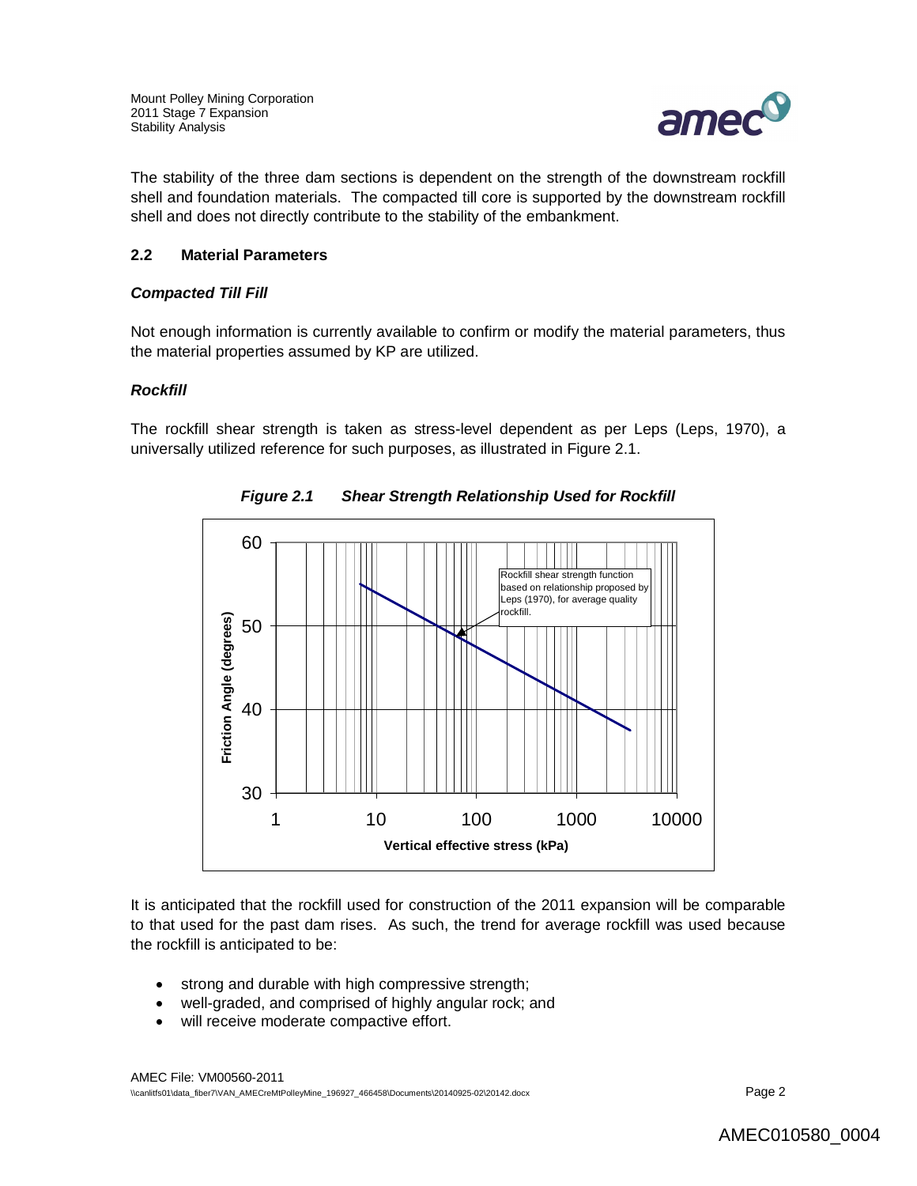The stability of the three dam sections is dependent on the strength of the downstream rockfill shell and foundation materials. The compacted till core is supported by the downstream rockfill shell and does not directly contribute to the stability of the embankment.

## 2.2 Material Parameters

### *Compacted Till Fill*

Not enough information is currently available to confirm or modify the material parameters, thus the material properties assumed by KP are utilized.

### *Rockfill*

The rockfill shear strength is taken as stress-level dependent as per Leps (Leps, 1970), a universally utilized reference for such purposes, as illustrated in Figure 2.1.

***Figure 2.1 Shear Strength Relationship Used for Rockfill***

It is anticipated that the rockfill used for construction of the 2011 expansion will be comparable to that used for the past dam rises. As such, the trend for average rockfill was used because the rockfill is anticipated to be:

- strong and durable with high compressive strength;
- well-graded, and comprised of highly angular rock; and
- will receive moderate compactive effort.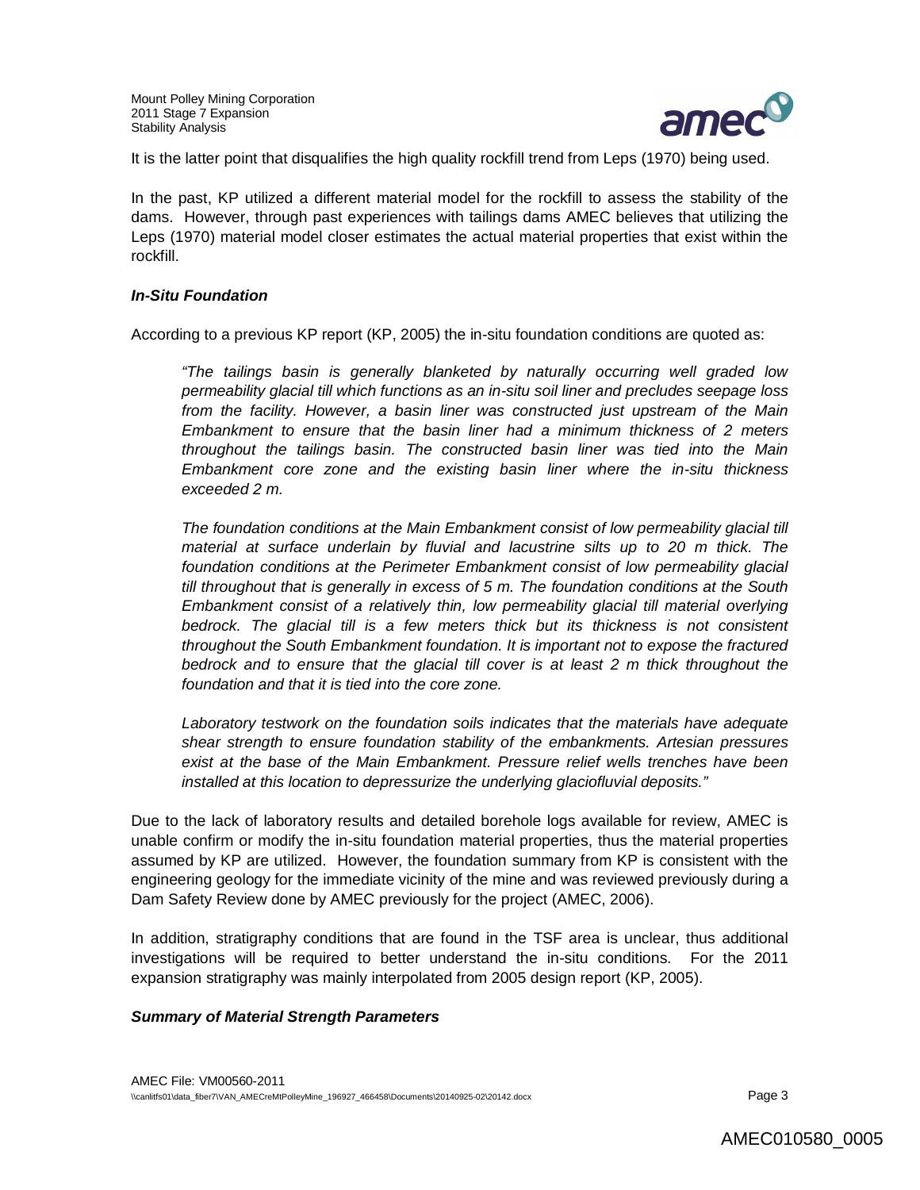It is the latter point that disqualifies the high quality rockfill trend from Leps (1970) being used.

In the past, KP utilized a different material model for the rockfill to assess the stability of the dams. However, through past experiences with tailings dams AMEC believes that utilizing the Leps (1970) material model closer estimates the actual material properties that exist within the rockfill.

***In-Situ Foundation***

According to a previous KP report (KP, 2005) the in-situ foundation conditions are quoted as:

> *"The tailings basin is generally blanketed by naturally occurring well graded low permeability glacial till which functions as an in-situ soil liner and precludes seepage loss from the facility. However, a basin liner was constructed just upstream of the Main Embankment to ensure that the basin liner had a minimum thickness of 2 meters throughout the tailings basin. The constructed basin liner was tied into the Main Embankment core zone and the existing basin liner where the in-situ thickness exceeded 2 m.*
>
> *The foundation conditions at the Main Embankment consist of low permeability glacial till material at surface underlain by fluvial and lacustrine silts up to 20 m thick. The foundation conditions at the Perimeter Embankment consist of low permeability glacial till throughout that is generally in excess of 5 m. The foundation conditions at the South Embankment consist of a relatively thin, low permeability glacial till material overlying bedrock. The glacial till is a few meters thick but its thickness is not consistent throughout the South Embankment foundation. It is important not to expose the fractured bedrock and to ensure that the glacial till cover is at least 2 m thick throughout the foundation and that it is tied into the core zone.*
>
> *Laboratory testwork on the foundation soils indicates that the materials have adequate shear strength to ensure foundation stability of the embankments. Artesian pressures exist at the base of the Main Embankment. Pressure relief wells trenches have been installed at this location to depressurize the underlying glaciofluvial deposits."*

Due to the lack of laboratory results and detailed borehole logs available for review, AMEC is unable confirm or modify the in-situ foundation material properties, thus the material properties assumed by KP are utilized. However, the foundation summary from KP is consistent with the engineering geology for the immediate vicinity of the mine and was reviewed previously during a Dam Safety Review done by AMEC previously for the project (AMEC, 2006).

In addition, stratigraphy conditions that are found in the TSF area is unclear, thus additional investigations will be required to better understand the in-situ conditions. For the 2011 expansion stratigraphy was mainly interpolated from 2005 design report (KP, 2005).

***Summary of Material Strength Parameters***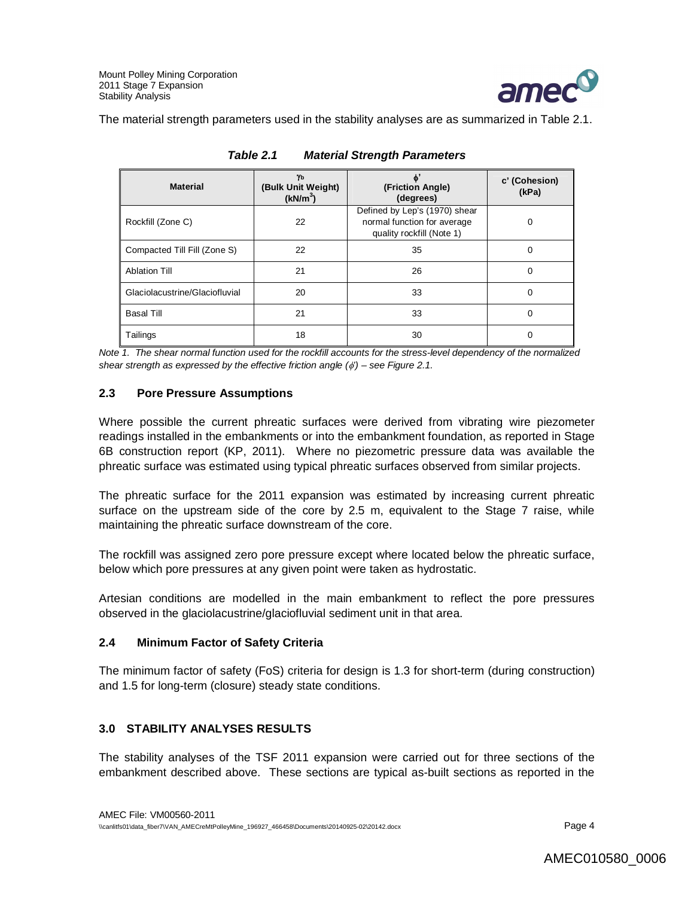The material strength parameters used in the stability analyses are as summarized in Table 2.1.

***Table 2.1 Material Strength Parameters***

| Material | $\gamma_b$ (Bulk Unit Weight) (kN/m$^3$) | $\phi'$ (Friction Angle) (degrees) | c' (Cohesion) (kPa) |
|---|---|---|---|
| Rockfill (Zone C) | 22 | Defined by Lep's (1970) shear normal function for average quality rockfill (Note 1) | 0 |
| Compacted Till Fill (Zone S) | 22 | 35 | 0 |
| Ablation Till | 21 | 26 | 0 |
| Glaciolacustrine/Glaciofluvial | 20 | 33 | 0 |
| Basal Till | 21 | 33 | 0 |
| Tailings | 18 | 30 | 0 |

*Note 1. The shear normal function used for the rockfill accounts for the stress-level dependency of the normalized shear strength as expressed by the effective friction angle ($\phi'$) – see Figure 2.1.*

## 2.3 Pore Pressure Assumptions

Where possible the current phreatic surfaces were derived from vibrating wire piezometer readings installed in the embankments or into the embankment foundation, as reported in Stage 6B construction report (KP, 2011). Where no piezometric pressure data was available the phreatic surface was estimated using typical phreatic surfaces observed from similar projects.

The phreatic surface for the 2011 expansion was estimated by increasing current phreatic surface on the upstream side of the core by 2.5 m, equivalent to the Stage 7 raise, while maintaining the phreatic surface downstream of the core.

The rockfill was assigned zero pore pressure except where located below the phreatic surface, below which pore pressures at any given point were taken as hydrostatic.

Artesian conditions are modelled in the main embankment to reflect the pore pressures observed in the glaciolacustrine/glaciofluvial sediment unit in that area.

## 2.4 Minimum Factor of Safety Criteria

The minimum factor of safety (FoS) criteria for design is 1.3 for short-term (during construction) and 1.5 for long-term (closure) steady state conditions.

# 3.0 STABILITY ANALYSES RESULTS

The stability analyses of the TSF 2011 expansion were carried out for three sections of the embankment described above. These sections are typical as-built sections as reported in the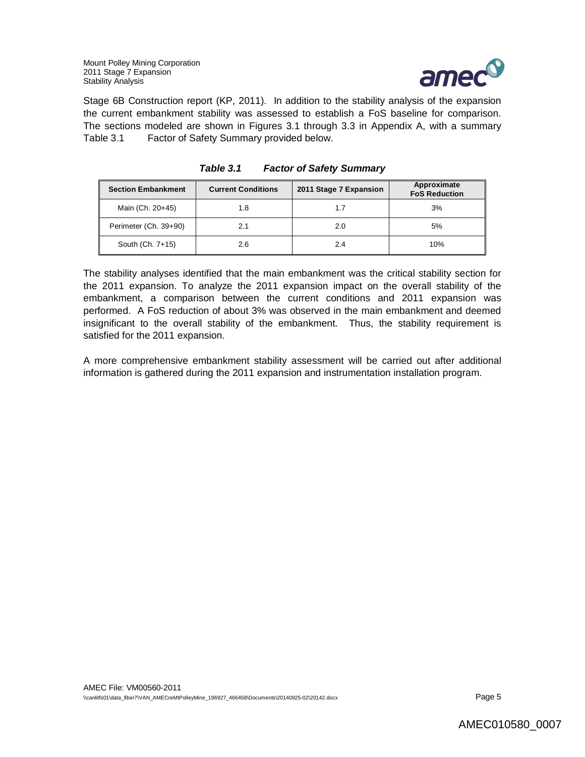Stage 6B Construction report (KP, 2011). In addition to the stability analysis of the expansion the current embankment stability was assessed to establish a FoS baseline for comparison. The sections modeled are shown in Figures 3.1 through 3.3 in Appendix A, with a summary Table 3.1 Factor of Safety Summary provided below.

***Table 3.1 Factor of Safety Summary***

| Section Embankment | Current Conditions | 2011 Stage 7 Expansion | Approximate FoS Reduction |
|---|---|---|---|
| Main (Ch. 20+45) | 1.8 | 1.7 | 3% |
| Perimeter (Ch. 39+90) | 2.1 | 2.0 | 5% |
| South (Ch. 7+15) | 2.6 | 2.4 | 10% |

The stability analyses identified that the main embankment was the critical stability section for the 2011 expansion. To analyze the 2011 expansion impact on the overall stability of the embankment, a comparison between the current conditions and 2011 expansion was performed. A FoS reduction of about 3% was observed in the main embankment and deemed insignificant to the overall stability of the embankment. Thus, the stability requirement is satisfied for the 2011 expansion.

A more comprehensive embankment stability assessment will be carried out after additional information is gathered during the 2011 expansion and instrumentation installation program.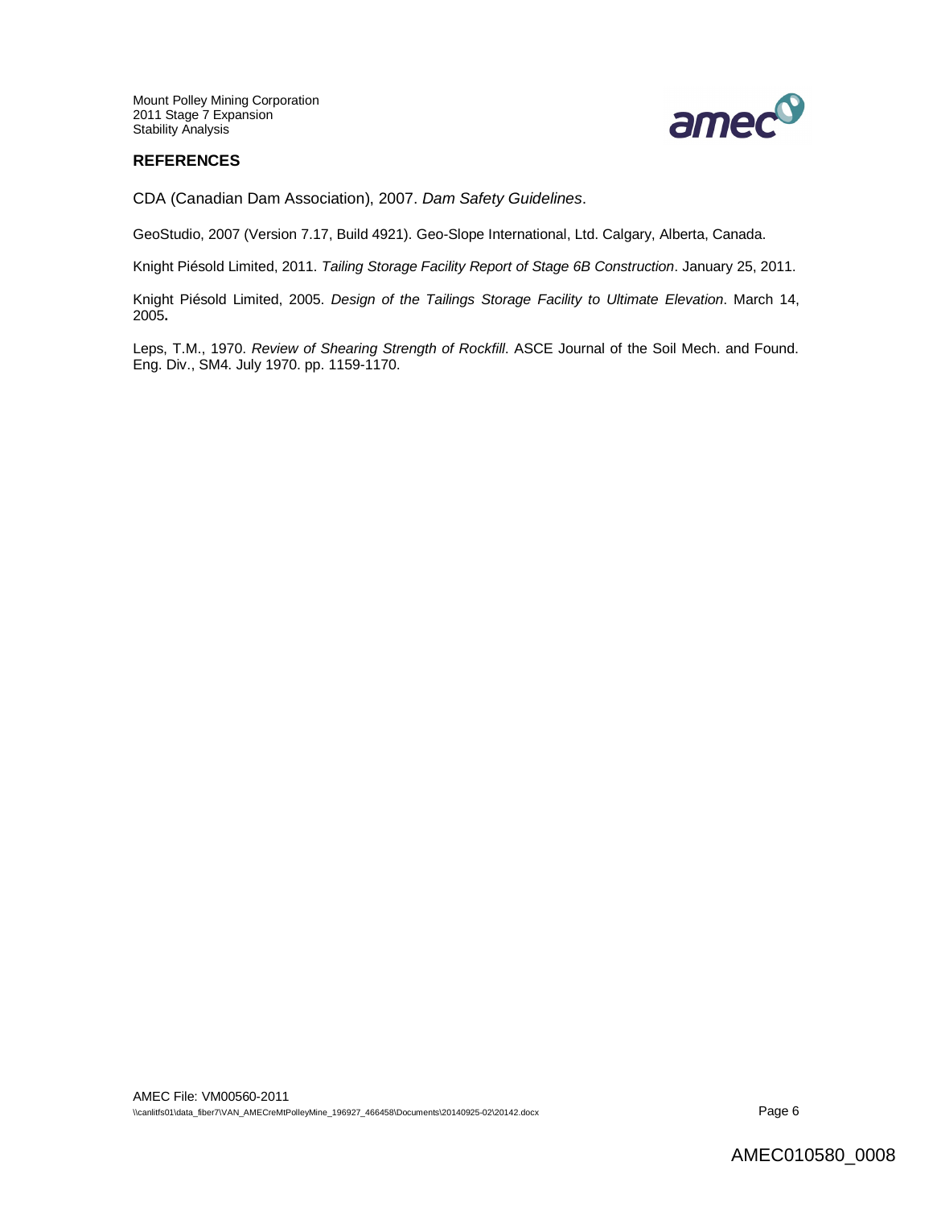## REFERENCES

CDA (Canadian Dam Association), 2007. *Dam Safety Guidelines*.

GeoStudio, 2007 (Version 7.17, Build 4921). Geo-Slope International, Ltd. Calgary, Alberta, Canada.

Knight Piésold Limited, 2011. *Tailing Storage Facility Report of Stage 6B Construction*. January 25, 2011.

Knight Piésold Limited, 2005. *Design of the Tailings Storage Facility to Ultimate Elevation*. March 14, 2005**.**

Leps, T.M., 1970. *Review of Shearing Strength of Rockfill*. ASCE Journal of the Soil Mech. and Found. Eng. Div., SM4. July 1970. pp. 1159-1170.